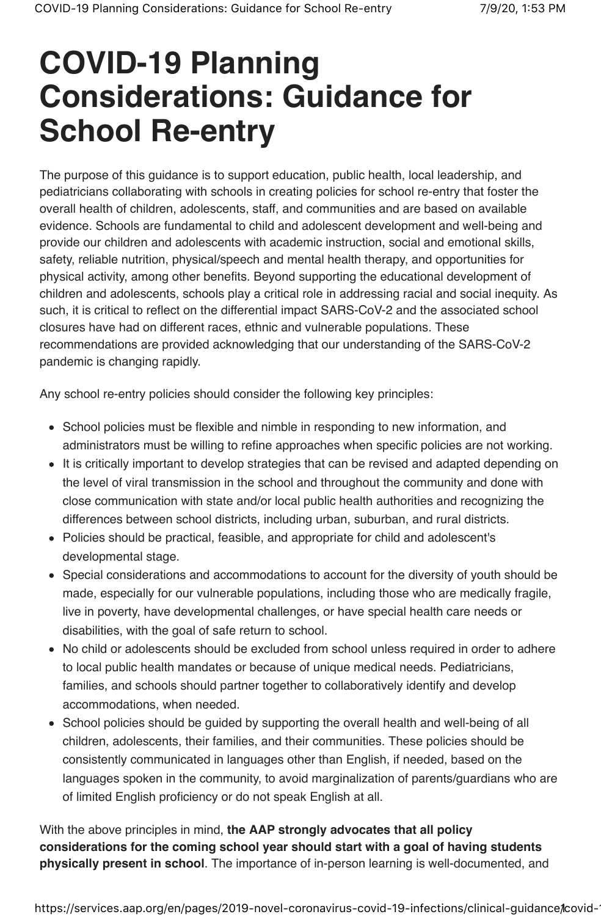# COVID-19 Planning Considerations: Guidance for School Re-entry

The purpose of this guidance is to support education, public health, local leadership, and pediatricians collaborating with schools in creating policies for school re-entry that foster the overall health of children, adolescents, staff, and communities and are based on available evidence. Schools are fundamental to child and adolescent development and well-being and provide our children and adolescents with academic instruction, social and emotional skills, safety, reliable nutrition, physical/speech and mental health therapy, and opportunities for physical activity, among other benefits. Beyond supporting the educational development of children and adolescents, schools play a critical role in addressing racial and social inequity. As such, it is critical to reflect on the differential impact SARS-CoV-2 and the associated school closures have had on different races, ethnic and vulnerable populations. These recommendations are provided acknowledging that our understanding of the SARS-CoV-2 pandemic is changing rapidly.

Any school re-entry policies should consider the following key principles:

- School policies must be flexible and nimble in responding to new information, and administrators must be willing to refine approaches when specific policies are not working.
- It is critically important to develop strategies that can be revised and adapted depending on the level of viral transmission in the school and throughout the community and done with close communication with state and/or local public health authorities and recognizing the differences between school districts, including urban, suburban, and rural districts.
- Policies should be practical, feasible, and appropriate for child and adolescent's developmental stage.
- Special considerations and accommodations to account for the diversity of youth should be made, especially for our vulnerable populations, including those who are medically fragile, live in poverty, have developmental challenges, or have special health care needs or disabilities, with the goal of safe return to school.
- No child or adolescents should be excluded from school unless required in order to adhere to local public health mandates or because of unique medical needs. Pediatricians, families, and schools should partner together to collaboratively identify and develop accommodations, when needed.
- School policies should be guided by supporting the overall health and well-being of all children, adolescents, their families, and their communities. These policies should be consistently communicated in languages other than English, if needed, based on the languages spoken in the community, to avoid marginalization of parents/guardians who are of limited English proficiency or do not speak English at all.

With the above principles in mind, **the AAP strongly advocates that all policy considerations for the coming school year should start with a goal of having students physically present in school**. The importance of in-person learning is well-documented, and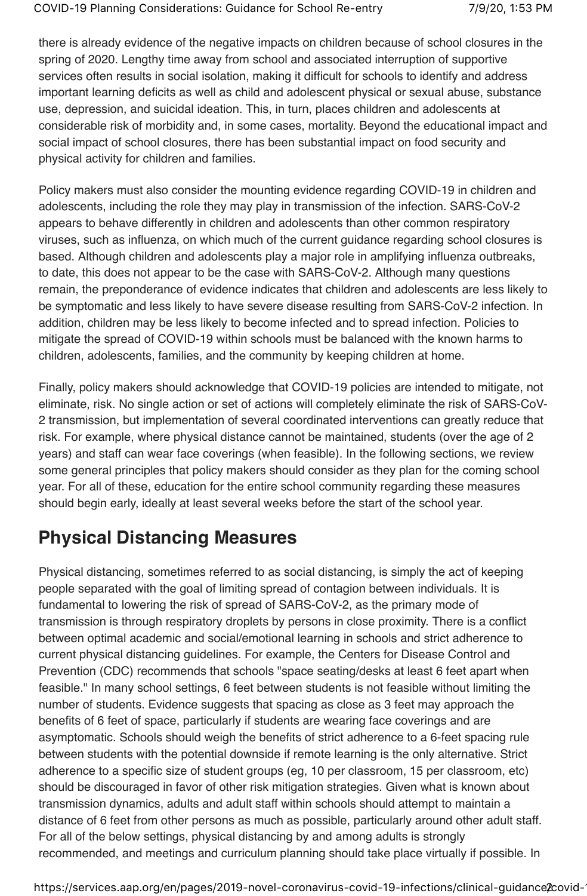there is already evidence of the negative impacts on children because of school closures in the spring of 2020. Lengthy time away from school and associated interruption of supportive services often results in social isolation, making it difficult for schools to identify and address important learning deficits as well as child and adolescent physical or sexual abuse, substance use, depression, and suicidal ideation. This, in turn, places children and adolescents at considerable risk of morbidity and, in some cases, mortality. Beyond the educational impact and social impact of school closures, there has been substantial impact on food security and physical activity for children and families.

Policy makers must also consider the mounting evidence regarding COVID-19 in children and adolescents, including the role they may play in transmission of the infection. SARS-CoV-2 appears to behave differently in children and adolescents than other common respiratory viruses, such as influenza, on which much of the current guidance regarding school closures is based. Although children and adolescents play a major role in amplifying influenza outbreaks, to date, this does not appear to be the case with SARS-CoV-2. Although many questions remain, the preponderance of evidence indicates that children and adolescents are less likely to be symptomatic and less likely to have severe disease resulting from SARS-CoV-2 infection. In addition, children may be less likely to become infected and to spread infection. Policies to mitigate the spread of COVID-19 within schools must be balanced with the known harms to children, adolescents, families, and the community by keeping children at home.

Finally, policy makers should acknowledge that COVID-19 policies are intended to mitigate, not eliminate, risk. No single action or set of actions will completely eliminate the risk of SARS-CoV-2 transmission, but implementation of several coordinated interventions can greatly reduce that risk. For example, where physical distance cannot be maintained, students (over the age of 2 years) and staff can wear face coverings (when feasible). In the following sections, we review some general principles that policy makers should consider as they plan for the coming school year. For all of these, education for the entire school community regarding these measures should begin early, ideally at least several weeks before the start of the school year.

## Physical Distancing Measures

Physical distancing, sometimes referred to as social distancing, is simply the act of keeping people separated with the goal of limiting spread of contagion between individuals. It is fundamental to lowering the risk of spread of SARS-CoV-2, as the primary mode of transmission is through respiratory droplets by persons in close proximity. There is a conflict between optimal academic and social/emotional learning in schools and strict adherence to current physical distancing guidelines. For example, the Centers for Disease Control and Prevention (CDC) recommends that schools "space seating/desks at least 6 feet apart when feasible." In many school settings, 6 feet between students is not feasible without limiting the number of students. Evidence suggests that spacing as close as 3 feet may approach the benefits of 6 feet of space, particularly if students are wearing face coverings and are asymptomatic. Schools should weigh the benefits of strict adherence to a 6-feet spacing rule between students with the potential downside if remote learning is the only alternative. Strict adherence to a specific size of student groups (eg, 10 per classroom, 15 per classroom, etc) should be discouraged in favor of other risk mitigation strategies. Given what is known about transmission dynamics, adults and adult staff within schools should attempt to maintain a distance of 6 feet from other persons as much as possible, particularly around other adult staff. For all of the below settings, physical distancing by and among adults is strongly recommended, and meetings and curriculum planning should take place virtually if possible. In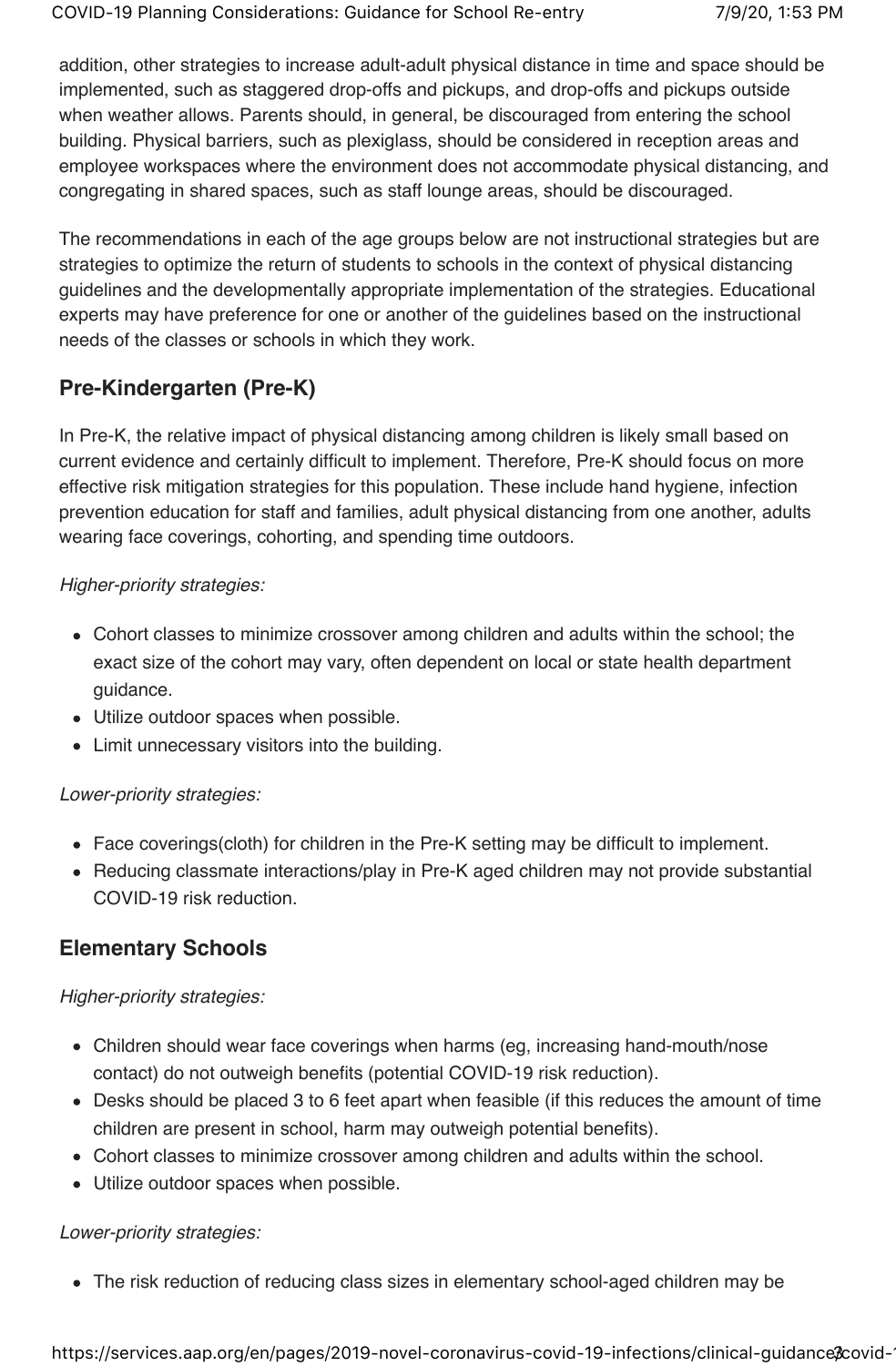addition, other strategies to increase adult-adult physical distance in time and space should be implemented, such as staggered drop-offs and pickups, and drop-offs and pickups outside when weather allows. Parents should, in general, be discouraged from entering the school building. Physical barriers, such as plexiglass, should be considered in reception areas and employee workspaces where the environment does not accommodate physical distancing, and congregating in shared spaces, such as staff lounge areas, should be discouraged.

The recommendations in each of the age groups below are not instructional strategies but are strategies to optimize the return of students to schools in the context of physical distancing guidelines and the developmentally appropriate implementation of the strategies. Educational experts may have preference for one or another of the guidelines based on the instructional needs of the classes or schools in which they work.

## Pre-Kindergarten (Pre-K)

In Pre-K, the relative impact of physical distancing among children is likely small based on current evidence and certainly difficult to implement. Therefore, Pre-K should focus on more effective risk mitigation strategies for this population. These include hand hygiene, infection prevention education for staff and families, adult physical distancing from one another, adults wearing face coverings, cohorting, and spending time outdoors.

*Higher-priority strategies:*

- Cohort classes to minimize crossover among children and adults within the school; the exact size of the cohort may vary, often dependent on local or state health department guidance.
- Utilize outdoor spaces when possible.
- Limit unnecessary visitors into the building.

*Lower-priority strategies:*

- Face coverings(cloth) for children in the Pre-K setting may be difficult to implement.
- Reducing classmate interactions/play in Pre-K aged children may not provide substantial COVID-19 risk reduction.

## Elementary Schools

*Higher-priority strategies:*

- Children should wear face coverings when harms (eg, increasing hand-mouth/nose contact) do not outweigh benefits (potential COVID-19 risk reduction).
- Desks should be placed 3 to 6 feet apart when feasible (if this reduces the amount of time children are present in school, harm may outweigh potential benefits).
- Cohort classes to minimize crossover among children and adults within the school.
- Utilize outdoor spaces when possible.

*Lower-priority strategies:*

- The risk reduction of reducing class sizes in elementary school-aged children may be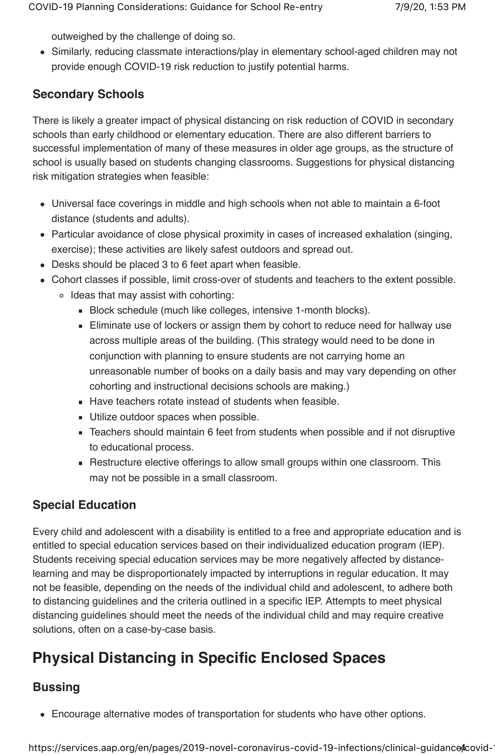outweighed by the challenge of doing so.

- Similarly, reducing classmate interactions/play in elementary school-aged children may not provide enough COVID-19 risk reduction to justify potential harms.

### Secondary Schools

There is likely a greater impact of physical distancing on risk reduction of COVID in secondary schools than early childhood or elementary education. There are also different barriers to successful implementation of many of these measures in older age groups, as the structure of school is usually based on students changing classrooms. Suggestions for physical distancing risk mitigation strategies when feasible:

- Universal face coverings in middle and high schools when not able to maintain a 6-foot distance (students and adults).
- Particular avoidance of close physical proximity in cases of increased exhalation (singing, exercise); these activities are likely safest outdoors and spread out.
- Desks should be placed 3 to 6 feet apart when feasible.
- Cohort classes if possible, limit cross-over of students and teachers to the extent possible.
  - Ideas that may assist with cohorting:
    - Block schedule (much like colleges, intensive 1-month blocks).
    - Eliminate use of lockers or assign them by cohort to reduce need for hallway use across multiple areas of the building. (This strategy would need to be done in conjunction with planning to ensure students are not carrying home an unreasonable number of books on a daily basis and may vary depending on other cohorting and instructional decisions schools are making.)
    - Have teachers rotate instead of students when feasible.
    - Utilize outdoor spaces when possible.
    - Teachers should maintain 6 feet from students when possible and if not disruptive to educational process.
    - Restructure elective offerings to allow small groups within one classroom. This may not be possible in a small classroom.

### Special Education

Every child and adolescent with a disability is entitled to a free and appropriate education and is entitled to special education services based on their individualized education program (IEP). Students receiving special education services may be more negatively affected by distance-learning and may be disproportionately impacted by interruptions in regular education. It may not be feasible, depending on the needs of the individual child and adolescent, to adhere both to distancing guidelines and the criteria outlined in a specific IEP. Attempts to meet physical distancing guidelines should meet the needs of the individual child and may require creative solutions, often on a case-by-case basis.

## Physical Distancing in Specific Enclosed Spaces

### Bussing

- Encourage alternative modes of transportation for students who have other options.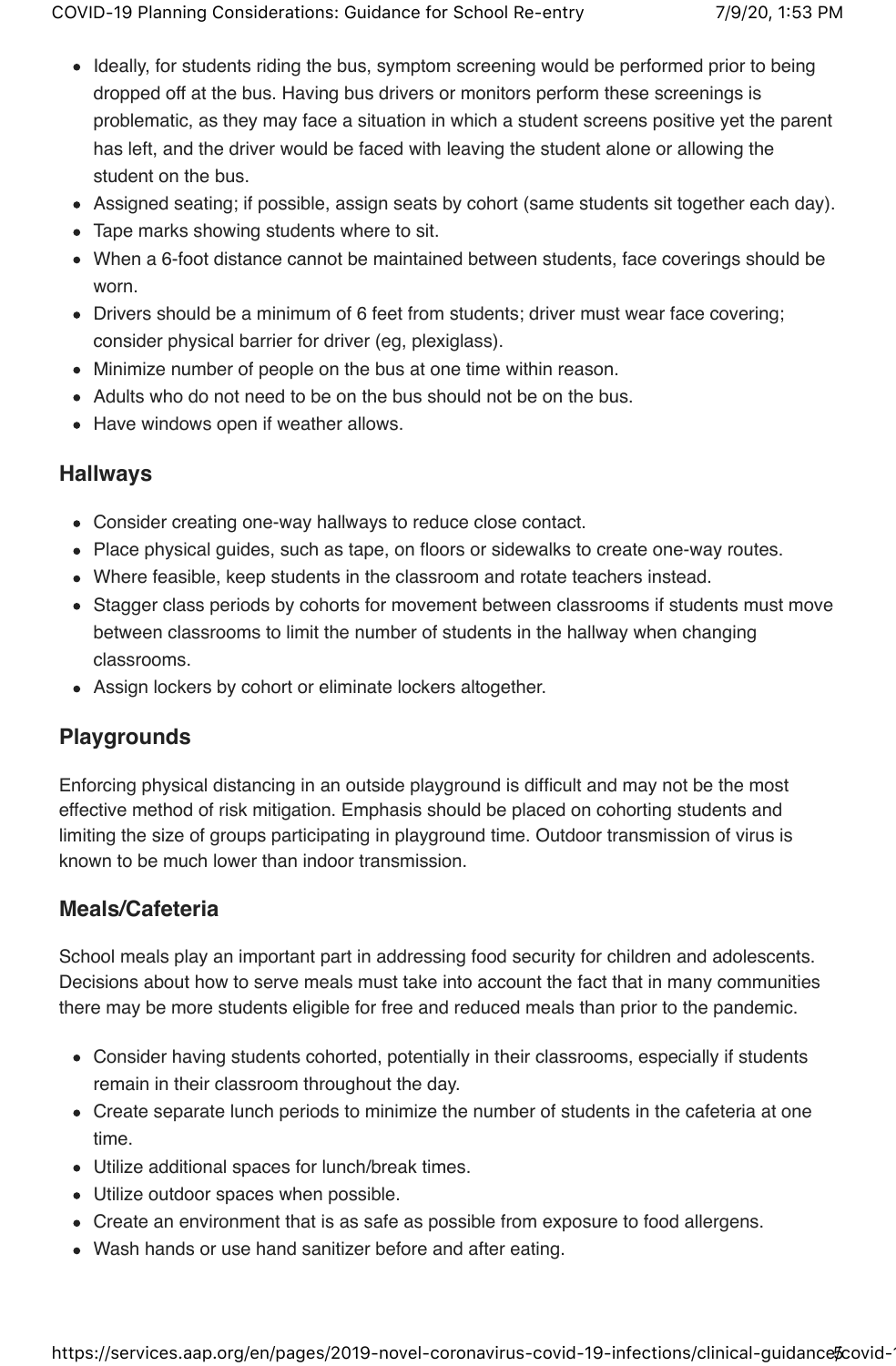- Ideally, for students riding the bus, symptom screening would be performed prior to being dropped off at the bus. Having bus drivers or monitors perform these screenings is problematic, as they may face a situation in which a student screens positive yet the parent has left, and the driver would be faced with leaving the student alone or allowing the student on the bus.
- Assigned seating; if possible, assign seats by cohort (same students sit together each day).
- Tape marks showing students where to sit.
- When a 6-foot distance cannot be maintained between students, face coverings should be worn.
- Drivers should be a minimum of 6 feet from students; driver must wear face covering; consider physical barrier for driver (eg, plexiglass).
- Minimize number of people on the bus at one time within reason.
- Adults who do not need to be on the bus should not be on the bus.
- Have windows open if weather allows.

### Hallways

- Consider creating one-way hallways to reduce close contact.
- Place physical guides, such as tape, on floors or sidewalks to create one-way routes.
- Where feasible, keep students in the classroom and rotate teachers instead.
- Stagger class periods by cohorts for movement between classrooms if students must move between classrooms to limit the number of students in the hallway when changing classrooms.
- Assign lockers by cohort or eliminate lockers altogether.

### Playgrounds

Enforcing physical distancing in an outside playground is difficult and may not be the most effective method of risk mitigation. Emphasis should be placed on cohorting students and limiting the size of groups participating in playground time. Outdoor transmission of virus is known to be much lower than indoor transmission.

### Meals/Cafeteria

School meals play an important part in addressing food security for children and adolescents. Decisions about how to serve meals must take into account the fact that in many communities there may be more students eligible for free and reduced meals than prior to the pandemic.

- Consider having students cohorted, potentially in their classrooms, especially if students remain in their classroom throughout the day.
- Create separate lunch periods to minimize the number of students in the cafeteria at one time.
- Utilize additional spaces for lunch/break times.
- Utilize outdoor spaces when possible.
- Create an environment that is as safe as possible from exposure to food allergens.
- Wash hands or use hand sanitizer before and after eating.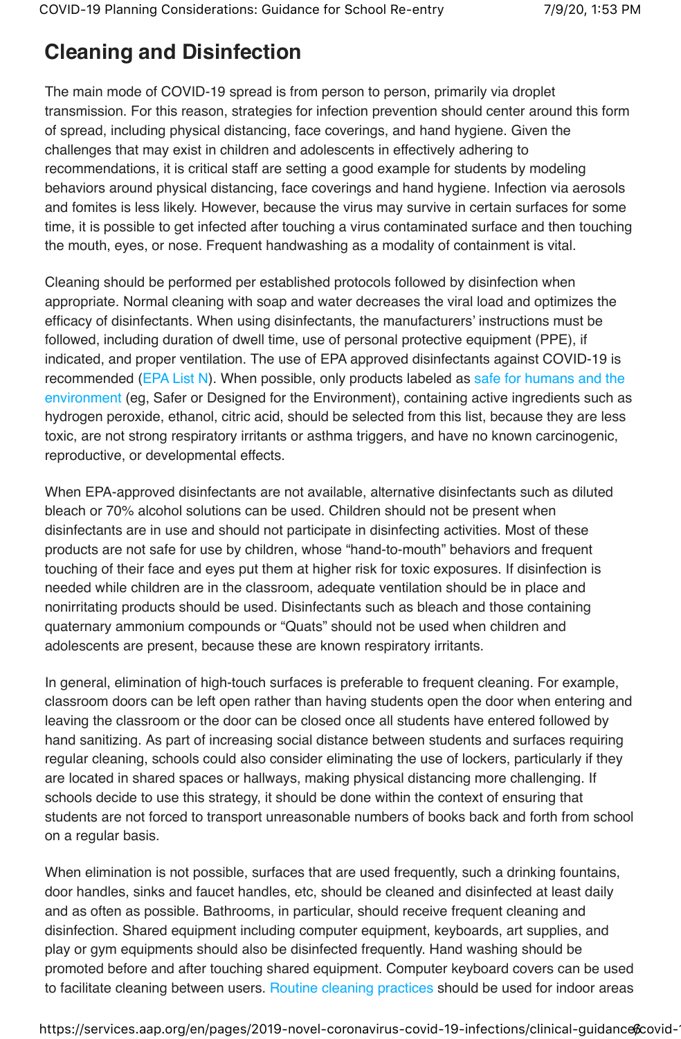## Cleaning and Disinfection

The main mode of COVID-19 spread is from person to person, primarily via droplet transmission. For this reason, strategies for infection prevention should center around this form of spread, including physical distancing, face coverings, and hand hygiene. Given the challenges that may exist in children and adolescents in effectively adhering to recommendations, it is critical staff are setting a good example for students by modeling behaviors around physical distancing, face coverings and hand hygiene. Infection via aerosols and fomites is less likely. However, because the virus may survive in certain surfaces for some time, it is possible to get infected after touching a virus contaminated surface and then touching the mouth, eyes, or nose. Frequent handwashing as a modality of containment is vital.

Cleaning should be performed per established protocols followed by disinfection when appropriate. Normal cleaning with soap and water decreases the viral load and optimizes the efficacy of disinfectants. When using disinfectants, the manufacturers' instructions must be followed, including duration of dwell time, use of personal protective equipment (PPE), if indicated, and proper ventilation. The use of EPA approved disinfectants against COVID-19 is recommended (EPA List N). When possible, only products labeled as safe for humans and the environment (eg, Safer or Designed for the Environment), containing active ingredients such as hydrogen peroxide, ethanol, citric acid, should be selected from this list, because they are less toxic, are not strong respiratory irritants or asthma triggers, and have no known carcinogenic, reproductive, or developmental effects.

When EPA-approved disinfectants are not available, alternative disinfectants such as diluted bleach or 70% alcohol solutions can be used. Children should not be present when disinfectants are in use and should not participate in disinfecting activities. Most of these products are not safe for use by children, whose "hand-to-mouth" behaviors and frequent touching of their face and eyes put them at higher risk for toxic exposures. If disinfection is needed while children are in the classroom, adequate ventilation should be in place and nonirritating products should be used. Disinfectants such as bleach and those containing quaternary ammonium compounds or "Quats" should not be used when children and adolescents are present, because these are known respiratory irritants.

In general, elimination of high-touch surfaces is preferable to frequent cleaning. For example, classroom doors can be left open rather than having students open the door when entering and leaving the classroom or the door can be closed once all students have entered followed by hand sanitizing. As part of increasing social distance between students and surfaces requiring regular cleaning, schools could also consider eliminating the use of lockers, particularly if they are located in shared spaces or hallways, making physical distancing more challenging. If schools decide to use this strategy, it should be done within the context of ensuring that students are not forced to transport unreasonable numbers of books back and forth from school on a regular basis.

When elimination is not possible, surfaces that are used frequently, such a drinking fountains, door handles, sinks and faucet handles, etc, should be cleaned and disinfected at least daily and as often as possible. Bathrooms, in particular, should receive frequent cleaning and disinfection. Shared equipment including computer equipment, keyboards, art supplies, and play or gym equipments should also be disinfected frequently. Hand washing should be promoted before and after touching shared equipment. Computer keyboard covers can be used to facilitate cleaning between users. Routine cleaning practices should be used for indoor areas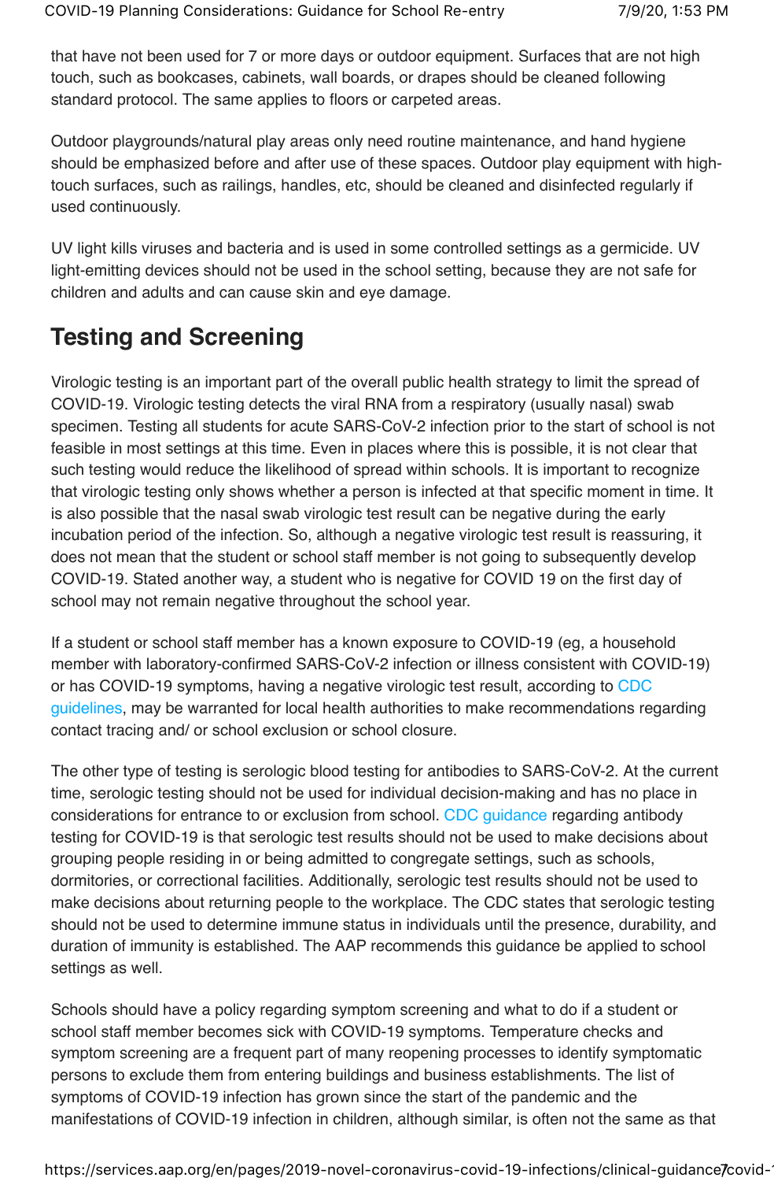that have not been used for 7 or more days or outdoor equipment. Surfaces that are not high touch, such as bookcases, cabinets, wall boards, or drapes should be cleaned following standard protocol. The same applies to floors or carpeted areas.

Outdoor playgrounds/natural play areas only need routine maintenance, and hand hygiene should be emphasized before and after use of these spaces. Outdoor play equipment with high-touch surfaces, such as railings, handles, etc, should be cleaned and disinfected regularly if used continuously.

UV light kills viruses and bacteria and is used in some controlled settings as a germicide. UV light-emitting devices should not be used in the school setting, because they are not safe for children and adults and can cause skin and eye damage.

## Testing and Screening

Virologic testing is an important part of the overall public health strategy to limit the spread of COVID-19. Virologic testing detects the viral RNA from a respiratory (usually nasal) swab specimen. Testing all students for acute SARS-CoV-2 infection prior to the start of school is not feasible in most settings at this time. Even in places where this is possible, it is not clear that such testing would reduce the likelihood of spread within schools. It is important to recognize that virologic testing only shows whether a person is infected at that specific moment in time. It is also possible that the nasal swab virologic test result can be negative during the early incubation period of the infection. So, although a negative virologic test result is reassuring, it does not mean that the student or school staff member is not going to subsequently develop COVID-19. Stated another way, a student who is negative for COVID 19 on the first day of school may not remain negative throughout the school year.

If a student or school staff member has a known exposure to COVID-19 (eg, a household member with laboratory-confirmed SARS-CoV-2 infection or illness consistent with COVID-19) or has COVID-19 symptoms, having a negative virologic test result, according to CDC guidelines, may be warranted for local health authorities to make recommendations regarding contact tracing and/ or school exclusion or school closure.

The other type of testing is serologic blood testing for antibodies to SARS-CoV-2. At the current time, serologic testing should not be used for individual decision-making and has no place in considerations for entrance to or exclusion from school. CDC guidance regarding antibody testing for COVID-19 is that serologic test results should not be used to make decisions about grouping people residing in or being admitted to congregate settings, such as schools, dormitories, or correctional facilities. Additionally, serologic test results should not be used to make decisions about returning people to the workplace. The CDC states that serologic testing should not be used to determine immune status in individuals until the presence, durability, and duration of immunity is established. The AAP recommends this guidance be applied to school settings as well.

Schools should have a policy regarding symptom screening and what to do if a student or school staff member becomes sick with COVID-19 symptoms. Temperature checks and symptom screening are a frequent part of many reopening processes to identify symptomatic persons to exclude them from entering buildings and business establishments. The list of symptoms of COVID-19 infection has grown since the start of the pandemic and the manifestations of COVID-19 infection in children, although similar, is often not the same as that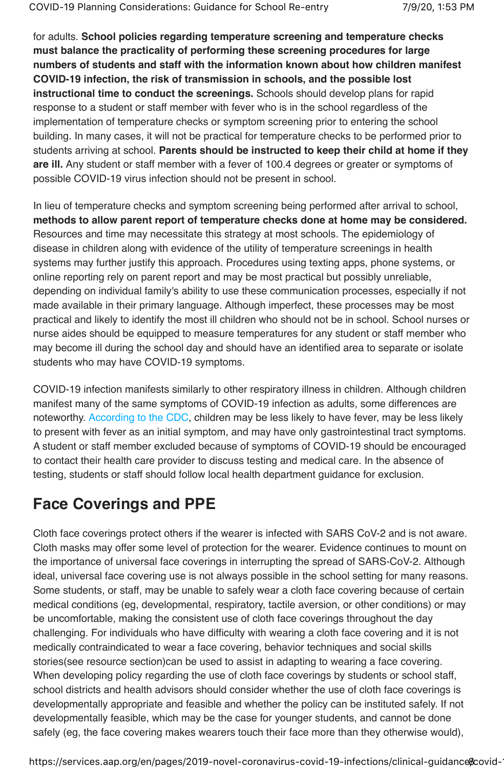for adults. **School policies regarding temperature screening and temperature checks must balance the practicality of performing these screening procedures for large numbers of students and staff with the information known about how children manifest COVID-19 infection, the risk of transmission in schools, and the possible lost instructional time to conduct the screenings.** Schools should develop plans for rapid response to a student or staff member with fever who is in the school regardless of the implementation of temperature checks or symptom screening prior to entering the school building. In many cases, it will not be practical for temperature checks to be performed prior to students arriving at school. **Parents should be instructed to keep their child at home if they are ill.** Any student or staff member with a fever of 100.4 degrees or greater or symptoms of possible COVID-19 virus infection should not be present in school.

In lieu of temperature checks and symptom screening being performed after arrival to school, **methods to allow parent report of temperature checks done at home may be considered.** Resources and time may necessitate this strategy at most schools. The epidemiology of disease in children along with evidence of the utility of temperature screenings in health systems may further justify this approach. Procedures using texting apps, phone systems, or online reporting rely on parent report and may be most practical but possibly unreliable, depending on individual family's ability to use these communication processes, especially if not made available in their primary language. Although imperfect, these processes may be most practical and likely to identify the most ill children who should not be in school. School nurses or nurse aides should be equipped to measure temperatures for any student or staff member who may become ill during the school day and should have an identified area to separate or isolate students who may have COVID-19 symptoms.

COVID-19 infection manifests similarly to other respiratory illness in children. Although children manifest many of the same symptoms of COVID-19 infection as adults, some differences are noteworthy. According to the CDC, children may be less likely to have fever, may be less likely to present with fever as an initial symptom, and may have only gastrointestinal tract symptoms. A student or staff member excluded because of symptoms of COVID-19 should be encouraged to contact their health care provider to discuss testing and medical care. In the absence of testing, students or staff should follow local health department guidance for exclusion.

## Face Coverings and PPE

Cloth face coverings protect others if the wearer is infected with SARS CoV-2 and is not aware. Cloth masks may offer some level of protection for the wearer. Evidence continues to mount on the importance of universal face coverings in interrupting the spread of SARS-CoV-2. Although ideal, universal face covering use is not always possible in the school setting for many reasons. Some students, or staff, may be unable to safely wear a cloth face covering because of certain medical conditions (eg, developmental, respiratory, tactile aversion, or other conditions) or may be uncomfortable, making the consistent use of cloth face coverings throughout the day challenging. For individuals who have difficulty with wearing a cloth face covering and it is not medically contraindicated to wear a face covering, behavior techniques and social skills stories(see resource section)can be used to assist in adapting to wearing a face covering. When developing policy regarding the use of cloth face coverings by students or school staff, school districts and health advisors should consider whether the use of cloth face coverings is developmentally appropriate and feasible and whether the policy can be instituted safely. If not developmentally feasible, which may be the case for younger students, and cannot be done safely (eg, the face covering makes wearers touch their face more than they otherwise would),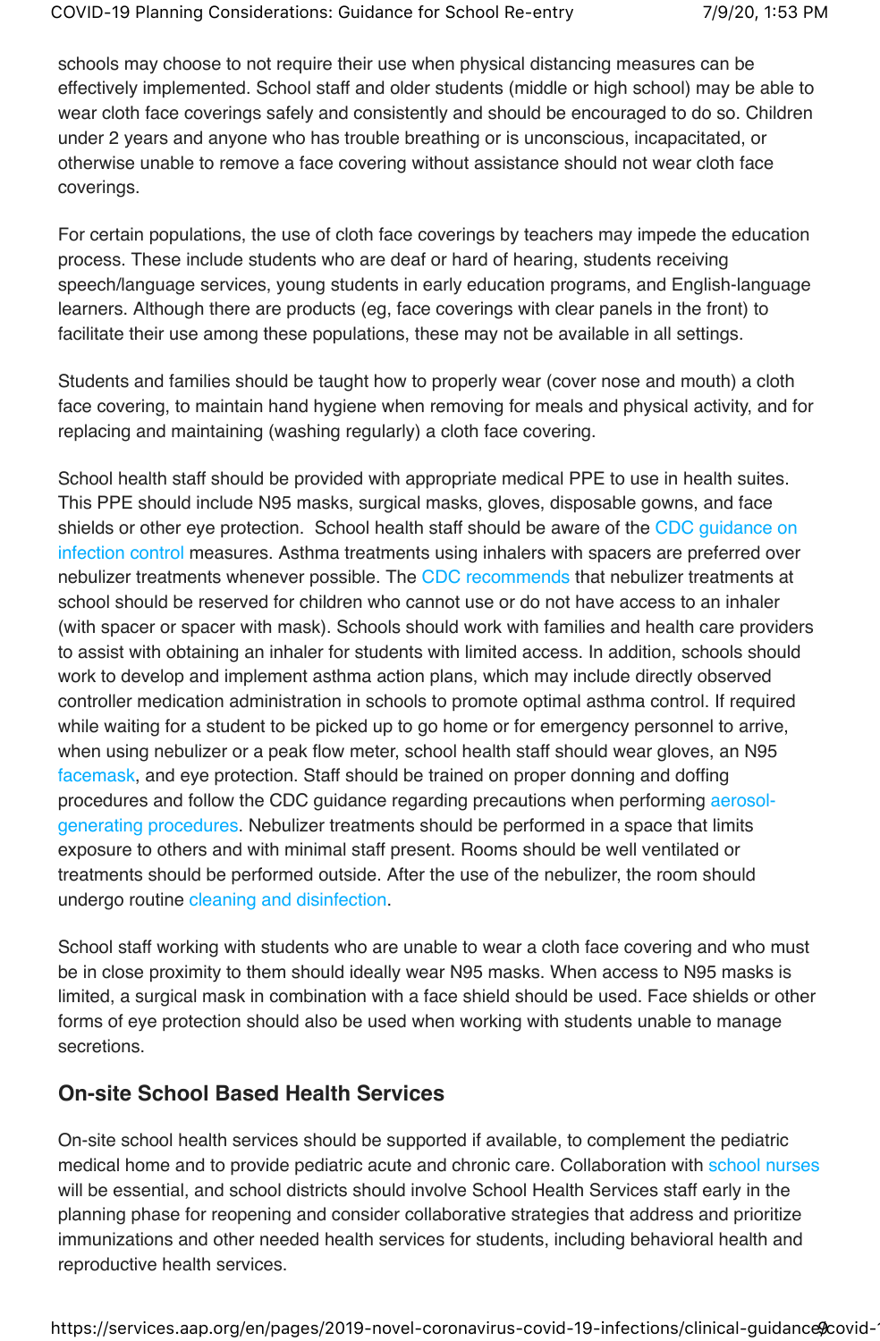schools may choose to not require their use when physical distancing measures can be effectively implemented. School staff and older students (middle or high school) may be able to wear cloth face coverings safely and consistently and should be encouraged to do so. Children under 2 years and anyone who has trouble breathing or is unconscious, incapacitated, or otherwise unable to remove a face covering without assistance should not wear cloth face coverings.

For certain populations, the use of cloth face coverings by teachers may impede the education process. These include students who are deaf or hard of hearing, students receiving speech/language services, young students in early education programs, and English-language learners. Although there are products (eg, face coverings with clear panels in the front) to facilitate their use among these populations, these may not be available in all settings.

Students and families should be taught how to properly wear (cover nose and mouth) a cloth face covering, to maintain hand hygiene when removing for meals and physical activity, and for replacing and maintaining (washing regularly) a cloth face covering.

School health staff should be provided with appropriate medical PPE to use in health suites. This PPE should include N95 masks, surgical masks, gloves, disposable gowns, and face shields or other eye protection. School health staff should be aware of the CDC guidance on infection control measures. Asthma treatments using inhalers with spacers are preferred over nebulizer treatments whenever possible. The CDC recommends that nebulizer treatments at school should be reserved for children who cannot use or do not have access to an inhaler (with spacer or spacer with mask). Schools should work with families and health care providers to assist with obtaining an inhaler for students with limited access. In addition, schools should work to develop and implement asthma action plans, which may include directly observed controller medication administration in schools to promote optimal asthma control. If required while waiting for a student to be picked up to go home or for emergency personnel to arrive, when using nebulizer or a peak flow meter, school health staff should wear gloves, an N95 facemask, and eye protection. Staff should be trained on proper donning and doffing procedures and follow the CDC guidance regarding precautions when performing aerosol-generating procedures. Nebulizer treatments should be performed in a space that limits exposure to others and with minimal staff present. Rooms should be well ventilated or treatments should be performed outside. After the use of the nebulizer, the room should undergo routine cleaning and disinfection.

School staff working with students who are unable to wear a cloth face covering and who must be in close proximity to them should ideally wear N95 masks. When access to N95 masks is limited, a surgical mask in combination with a face shield should be used. Face shields or other forms of eye protection should also be used when working with students unable to manage secretions.

## On-site School Based Health Services

On-site school health services should be supported if available, to complement the pediatric medical home and to provide pediatric acute and chronic care. Collaboration with school nurses will be essential, and school districts should involve School Health Services staff early in the planning phase for reopening and consider collaborative strategies that address and prioritize immunizations and other needed health services for students, including behavioral health and reproductive health services.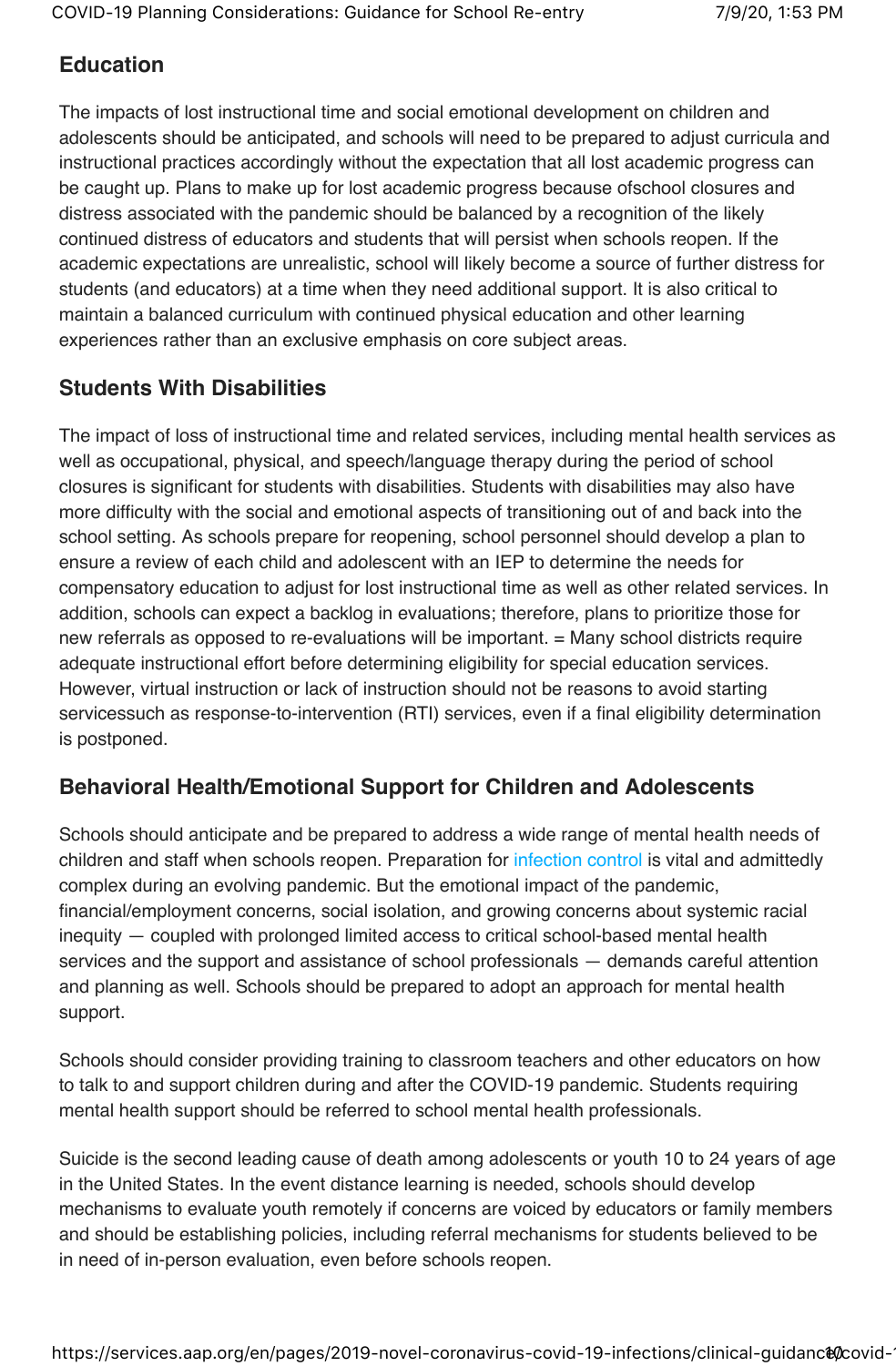## Education

The impacts of lost instructional time and social emotional development on children and adolescents should be anticipated, and schools will need to be prepared to adjust curricula and instructional practices accordingly without the expectation that all lost academic progress can be caught up. Plans to make up for lost academic progress because ofschool closures and distress associated with the pandemic should be balanced by a recognition of the likely continued distress of educators and students that will persist when schools reopen. If the academic expectations are unrealistic, school will likely become a source of further distress for students (and educators) at a time when they need additional support. It is also critical to maintain a balanced curriculum with continued physical education and other learning experiences rather than an exclusive emphasis on core subject areas.

## Students With Disabilities

The impact of loss of instructional time and related services, including mental health services as well as occupational, physical, and speech/language therapy during the period of school closures is significant for students with disabilities. Students with disabilities may also have more difficulty with the social and emotional aspects of transitioning out of and back into the school setting. As schools prepare for reopening, school personnel should develop a plan to ensure a review of each child and adolescent with an IEP to determine the needs for compensatory education to adjust for lost instructional time as well as other related services. In addition, schools can expect a backlog in evaluations; therefore, plans to prioritize those for new referrals as opposed to re-evaluations will be important. = Many school districts require adequate instructional effort before determining eligibility for special education services. However, virtual instruction or lack of instruction should not be reasons to avoid starting servicessuch as response-to-intervention (RTI) services, even if a final eligibility determination is postponed.

## Behavioral Health/Emotional Support for Children and Adolescents

Schools should anticipate and be prepared to address a wide range of mental health needs of children and staff when schools reopen. Preparation for infection control is vital and admittedly complex during an evolving pandemic. But the emotional impact of the pandemic, financial/employment concerns, social isolation, and growing concerns about systemic racial inequity — coupled with prolonged limited access to critical school-based mental health services and the support and assistance of school professionals — demands careful attention and planning as well. Schools should be prepared to adopt an approach for mental health support.

Schools should consider providing training to classroom teachers and other educators on how to talk to and support children during and after the COVID-19 pandemic. Students requiring mental health support should be referred to school mental health professionals.

Suicide is the second leading cause of death among adolescents or youth 10 to 24 years of age in the United States. In the event distance learning is needed, schools should develop mechanisms to evaluate youth remotely if concerns are voiced by educators or family members and should be establishing policies, including referral mechanisms for students believed to be in need of in-person evaluation, even before schools reopen.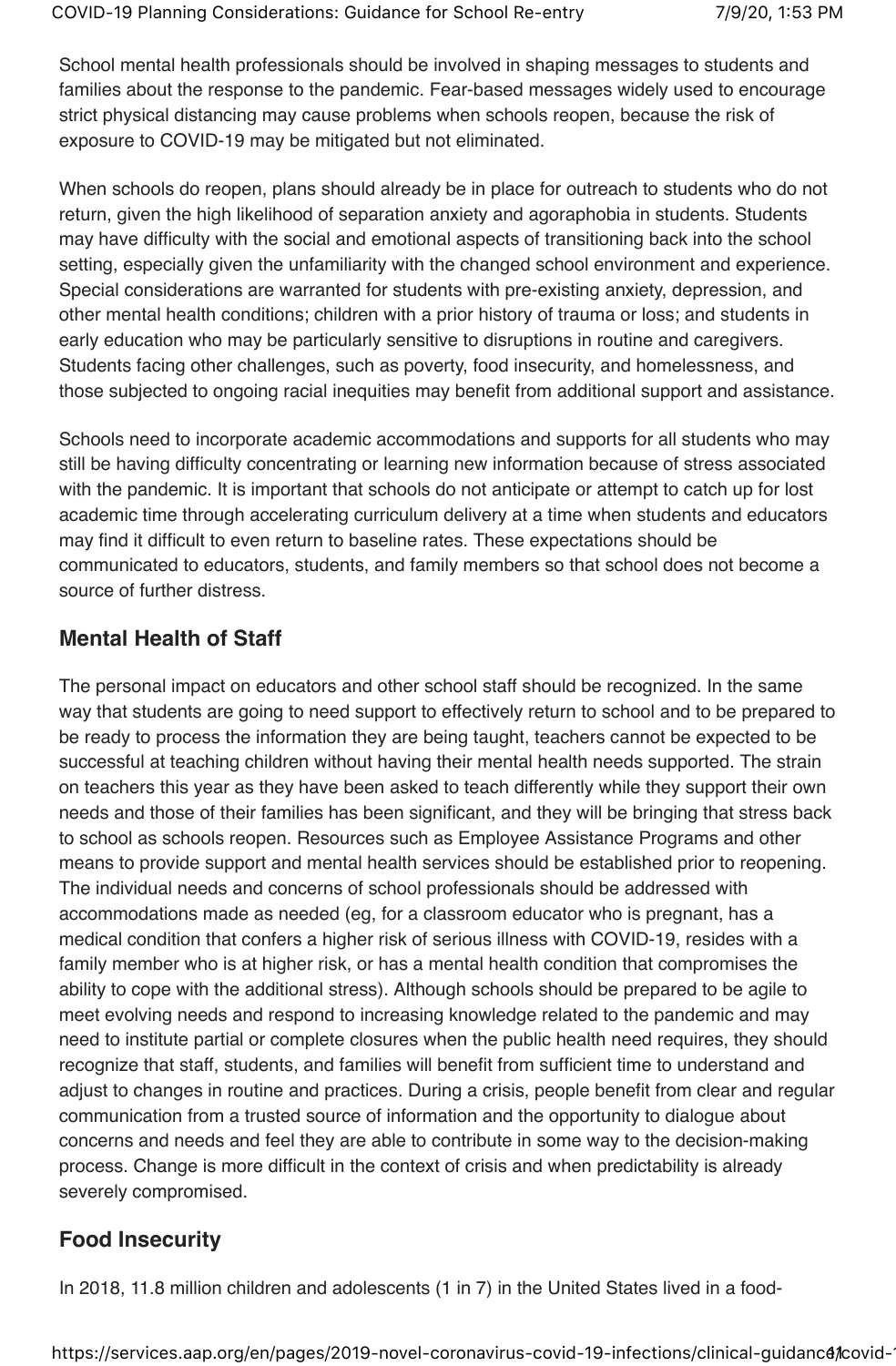School mental health professionals should be involved in shaping messages to students and families about the response to the pandemic. Fear-based messages widely used to encourage strict physical distancing may cause problems when schools reopen, because the risk of exposure to COVID-19 may be mitigated but not eliminated.

When schools do reopen, plans should already be in place for outreach to students who do not return, given the high likelihood of separation anxiety and agoraphobia in students. Students may have difficulty with the social and emotional aspects of transitioning back into the school setting, especially given the unfamiliarity with the changed school environment and experience. Special considerations are warranted for students with pre-existing anxiety, depression, and other mental health conditions; children with a prior history of trauma or loss; and students in early education who may be particularly sensitive to disruptions in routine and caregivers. Students facing other challenges, such as poverty, food insecurity, and homelessness, and those subjected to ongoing racial inequities may benefit from additional support and assistance.

Schools need to incorporate academic accommodations and supports for all students who may still be having difficulty concentrating or learning new information because of stress associated with the pandemic. It is important that schools do not anticipate or attempt to catch up for lost academic time through accelerating curriculum delivery at a time when students and educators may find it difficult to even return to baseline rates. These expectations should be communicated to educators, students, and family members so that school does not become a source of further distress.

## Mental Health of Staff

The personal impact on educators and other school staff should be recognized. In the same way that students are going to need support to effectively return to school and to be prepared to be ready to process the information they are being taught, teachers cannot be expected to be successful at teaching children without having their mental health needs supported. The strain on teachers this year as they have been asked to teach differently while they support their own needs and those of their families has been significant, and they will be bringing that stress back to school as schools reopen. Resources such as Employee Assistance Programs and other means to provide support and mental health services should be established prior to reopening. The individual needs and concerns of school professionals should be addressed with accommodations made as needed (eg, for a classroom educator who is pregnant, has a medical condition that confers a higher risk of serious illness with COVID-19, resides with a family member who is at higher risk, or has a mental health condition that compromises the ability to cope with the additional stress). Although schools should be prepared to be agile to meet evolving needs and respond to increasing knowledge related to the pandemic and may need to institute partial or complete closures when the public health need requires, they should recognize that staff, students, and families will benefit from sufficient time to understand and adjust to changes in routine and practices. During a crisis, people benefit from clear and regular communication from a trusted source of information and the opportunity to dialogue about concerns and needs and feel they are able to contribute in some way to the decision-making process. Change is more difficult in the context of crisis and when predictability is already severely compromised.

## Food Insecurity

In 2018, 11.8 million children and adolescents (1 in 7) in the United States lived in a food-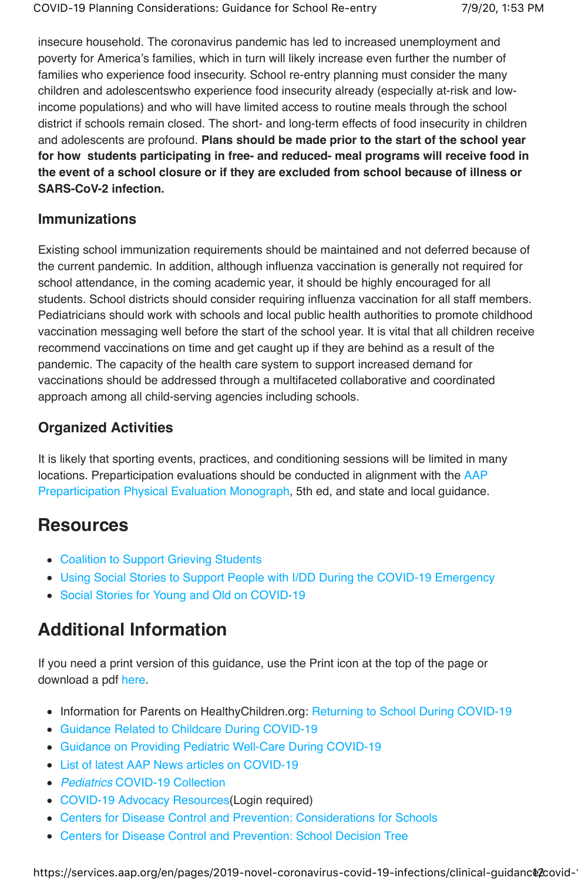insecure household. The coronavirus pandemic has led to increased unemployment and poverty for America's families, which in turn will likely increase even further the number of families who experience food insecurity. School re-entry planning must consider the many children and adolescentswho experience food insecurity already (especially at-risk and low-income populations) and who will have limited access to routine meals through the school district if schools remain closed. The short- and long-term effects of food insecurity in children and adolescents are profound. **Plans should be made prior to the start of the school year for how students participating in free- and reduced- meal programs will receive food in the event of a school closure or if they are excluded from school because of illness or SARS-CoV-2 infection.**

### Immunizations

Existing school immunization requirements should be maintained and not deferred because of the current pandemic. In addition, although influenza vaccination is generally not required for school attendance, in the coming academic year, it should be highly encouraged for all students. School districts should consider requiring influenza vaccination for all staff members. Pediatricians should work with schools and local public health authorities to promote childhood vaccination messaging well before the start of the school year. It is vital that all children receive recommend vaccinations on time and get caught up if they are behind as a result of the pandemic. The capacity of the health care system to support increased demand for vaccinations should be addressed through a multifaceted collaborative and coordinated approach among all child-serving agencies including schools.

### Organized Activities

It is likely that sporting events, practices, and conditioning sessions will be limited in many locations. Preparticipation evaluations should be conducted in alignment with the AAP Preparticipation Physical Evaluation Monograph, 5th ed, and state and local guidance.

## Resources

- Coalition to Support Grieving Students
- Using Social Stories to Support People with I/DD During the COVID-19 Emergency
- Social Stories for Young and Old on COVID-19

## Additional Information

If you need a print version of this guidance, use the Print icon at the top of the page or download a pdf here.

- Information for Parents on HealthyChildren.org: Returning to School During COVID-19
- Guidance Related to Childcare During COVID-19
- Guidance on Providing Pediatric Well-Care During COVID-19
- List of latest AAP News articles on COVID-19
- *Pediatrics* COVID-19 Collection
- COVID-19 Advocacy Resources(Login required)
- Centers for Disease Control and Prevention: Considerations for Schools
- Centers for Disease Control and Prevention: School Decision Tree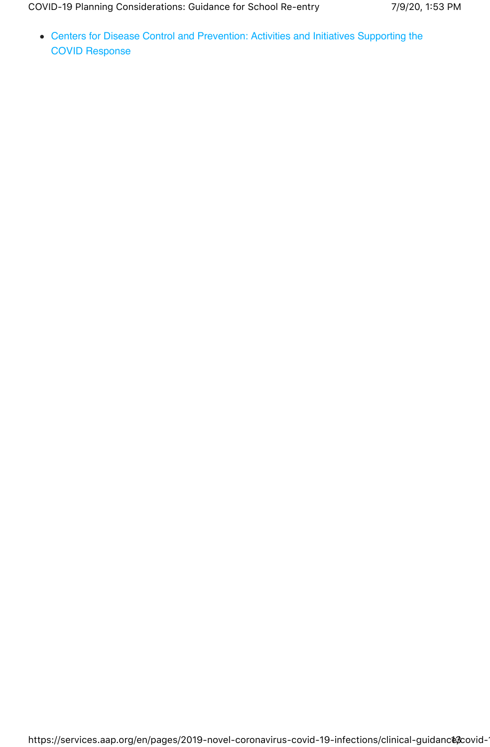- Centers for Disease Control and Prevention: Activities and Initiatives Supporting the COVID Response